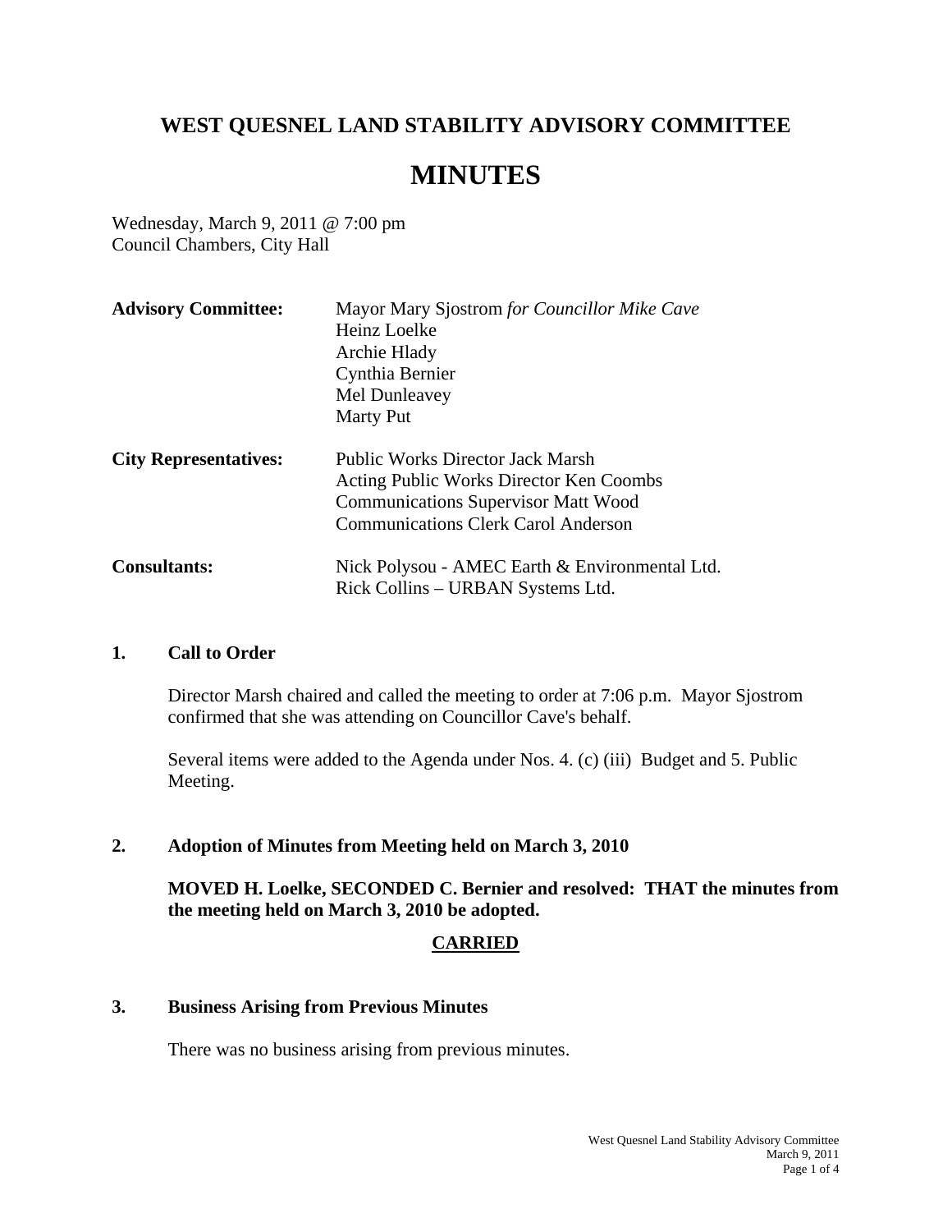# WEST QUESNEL LAND STABILITY ADVISORY COMMITTEE

# MINUTES

Wednesday, March 9, 2011 @ 7:00 pm
Council Chambers, City Hall

| | |
|---|---|
| **Advisory Committee:** | Mayor Mary Sjostrom *for Councillor Mike Cave*<br>Heinz Loelke<br>Archie Hlady<br>Cynthia Bernier<br>Mel Dunleavey<br>Marty Put |
| **City Representatives:** | Public Works Director Jack Marsh<br>Acting Public Works Director Ken Coombs<br>Communications Supervisor Matt Wood<br>Communications Clerk Carol Anderson |
| **Consultants:** | Nick Polysou - AMEC Earth & Environmental Ltd.<br>Rick Collins – URBAN Systems Ltd. |

## 1. Call to Order

Director Marsh chaired and called the meeting to order at 7:06 p.m. Mayor Sjostrom confirmed that she was attending on Councillor Cave's behalf.

Several items were added to the Agenda under Nos. 4. (c) (iii) Budget and 5. Public Meeting.

## 2. Adoption of Minutes from Meeting held on March 3, 2010

**MOVED H. Loelke, SECONDED C. Bernier and resolved: THAT the minutes from the meeting held on March 3, 2010 be adopted.**

**CARRIED**

## 3. Business Arising from Previous Minutes

There was no business arising from previous minutes.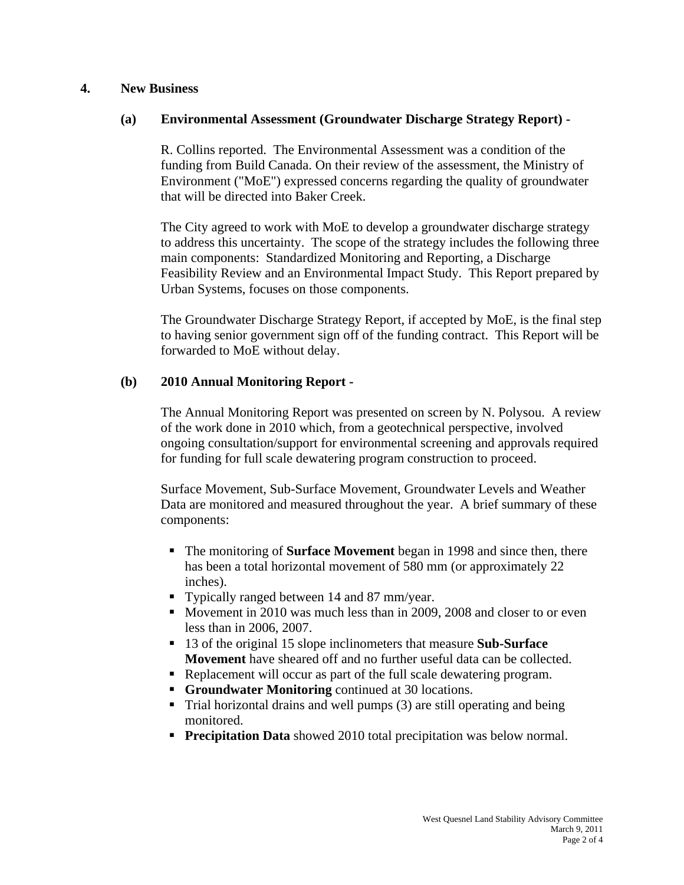## 4. New Business

### (a) Environmental Assessment (Groundwater Discharge Strategy Report) -

R. Collins reported. The Environmental Assessment was a condition of the funding from Build Canada. On their review of the assessment, the Ministry of Environment ("MoE") expressed concerns regarding the quality of groundwater that will be directed into Baker Creek.

The City agreed to work with MoE to develop a groundwater discharge strategy to address this uncertainty. The scope of the strategy includes the following three main components: Standardized Monitoring and Reporting, a Discharge Feasibility Review and an Environmental Impact Study. This Report prepared by Urban Systems, focuses on those components.

The Groundwater Discharge Strategy Report, if accepted by MoE, is the final step to having senior government sign off of the funding contract. This Report will be forwarded to MoE without delay.

### (b) 2010 Annual Monitoring Report -

The Annual Monitoring Report was presented on screen by N. Polysou. A review of the work done in 2010 which, from a geotechnical perspective, involved ongoing consultation/support for environmental screening and approvals required for funding for full scale dewatering program construction to proceed.

Surface Movement, Sub-Surface Movement, Groundwater Levels and Weather Data are monitored and measured throughout the year. A brief summary of these components:

- The monitoring of **Surface Movement** began in 1998 and since then, there has been a total horizontal movement of 580 mm (or approximately 22 inches).
- Typically ranged between 14 and 87 mm/year.
- Movement in 2010 was much less than in 2009, 2008 and closer to or even less than in 2006, 2007.
- 13 of the original 15 slope inclinometers that measure **Sub-Surface Movement** have sheared off and no further useful data can be collected.
- Replacement will occur as part of the full scale dewatering program.
- **Groundwater Monitoring** continued at 30 locations.
- Trial horizontal drains and well pumps (3) are still operating and being monitored.
- **Precipitation Data** showed 2010 total precipitation was below normal.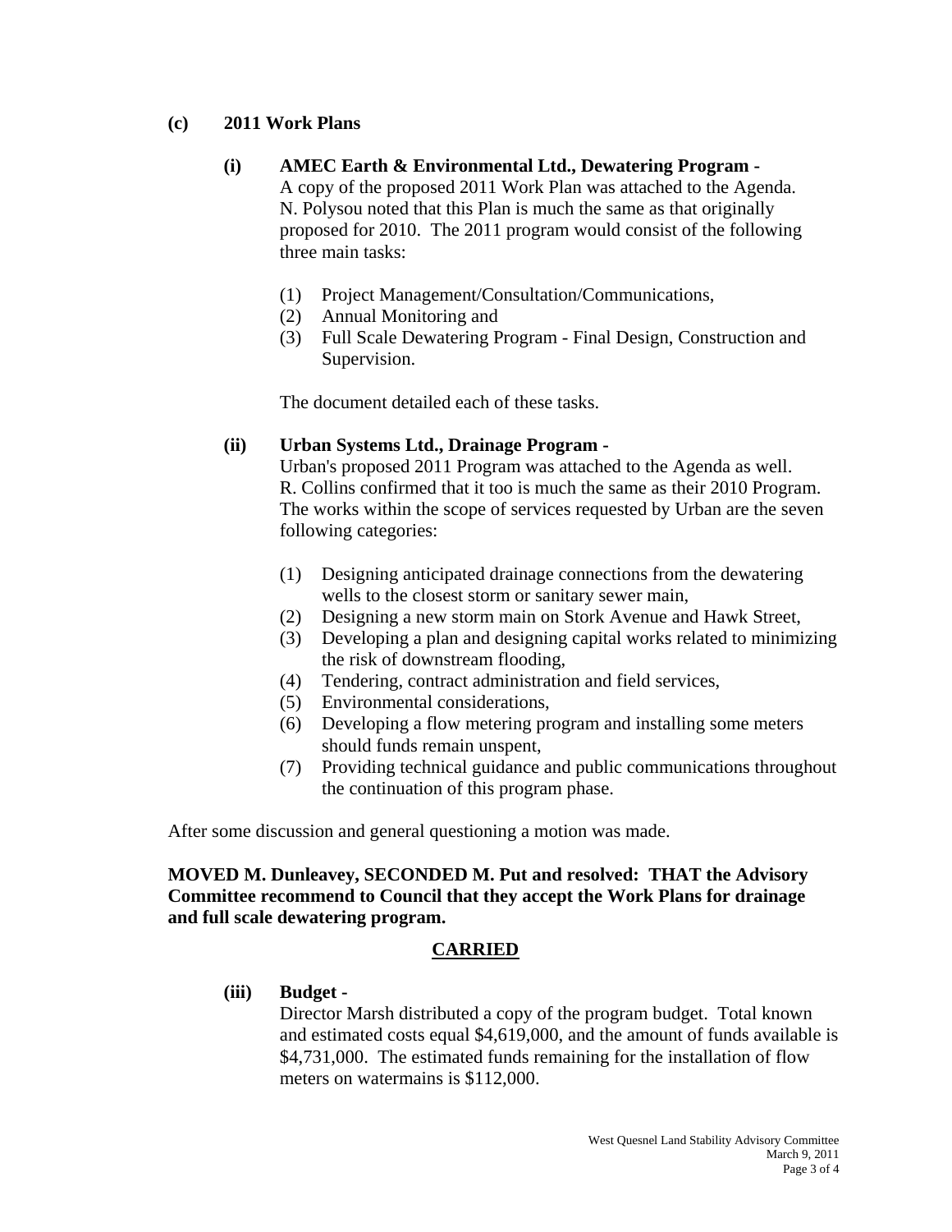**(c) 2011 Work Plans**

**(i) AMEC Earth & Environmental Ltd., Dewatering Program -**
A copy of the proposed 2011 Work Plan was attached to the Agenda. N. Polysou noted that this Plan is much the same as that originally proposed for 2010. The 2011 program would consist of the following three main tasks:

(1) Project Management/Consultation/Communications,
(2) Annual Monitoring and
(3) Full Scale Dewatering Program - Final Design, Construction and Supervision.

The document detailed each of these tasks.

**(ii) Urban Systems Ltd., Drainage Program -**
Urban's proposed 2011 Program was attached to the Agenda as well. R. Collins confirmed that it too is much the same as their 2010 Program. The works within the scope of services requested by Urban are the seven following categories:

(1) Designing anticipated drainage connections from the dewatering wells to the closest storm or sanitary sewer main,
(2) Designing a new storm main on Stork Avenue and Hawk Street,
(3) Developing a plan and designing capital works related to minimizing the risk of downstream flooding,
(4) Tendering, contract administration and field services,
(5) Environmental considerations,
(6) Developing a flow metering program and installing some meters should funds remain unspent,
(7) Providing technical guidance and public communications throughout the continuation of this program phase.

After some discussion and general questioning a motion was made.

**MOVED M. Dunleavey, SECONDED M. Put and resolved: THAT the Advisory Committee recommend to Council that they accept the Work Plans for drainage and full scale dewatering program.**

**CARRIED**

**(iii) Budget -**
Director Marsh distributed a copy of the program budget. Total known and estimated costs equal $4,619,000, and the amount of funds available is $4,731,000. The estimated funds remaining for the installation of flow meters on watermains is $112,000.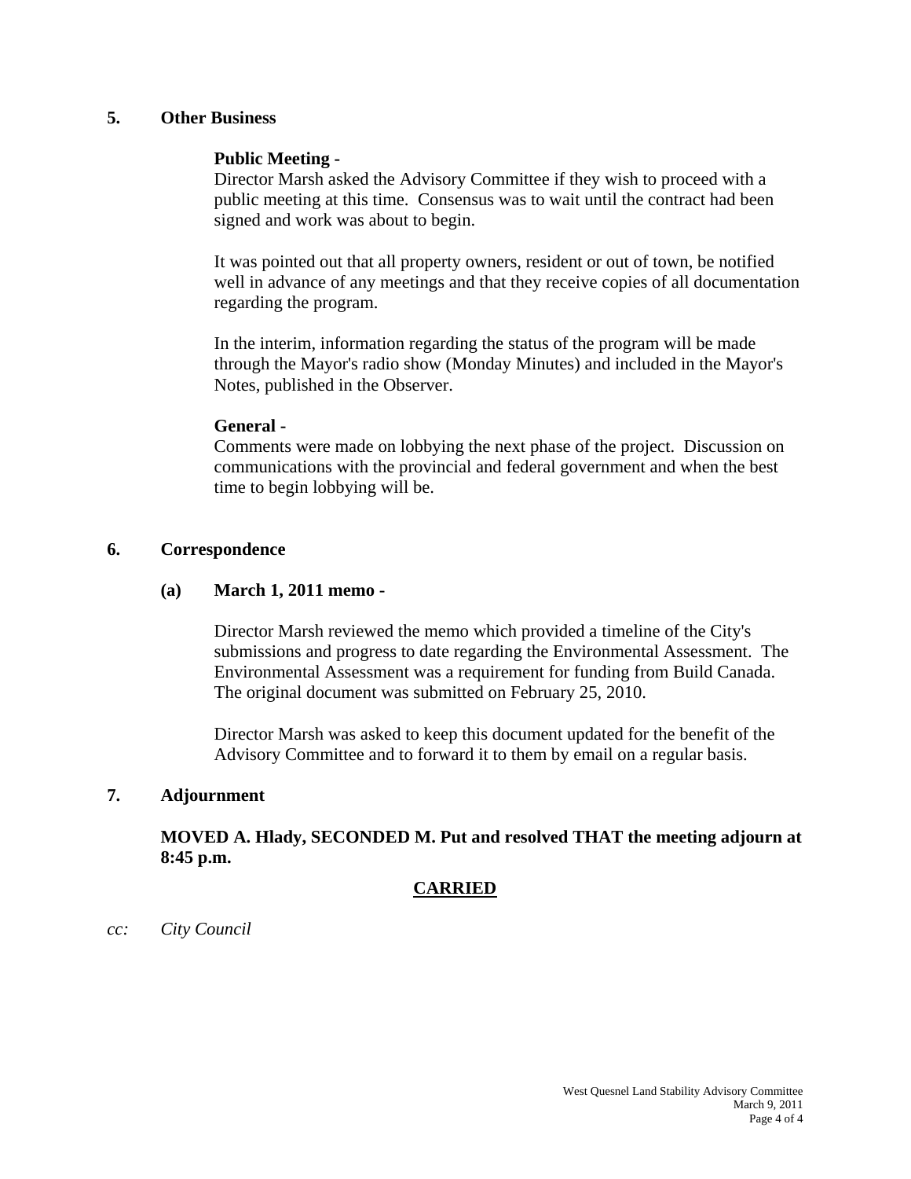## 5. Other Business

**Public Meeting -**

Director Marsh asked the Advisory Committee if they wish to proceed with a public meeting at this time. Consensus was to wait until the contract had been signed and work was about to begin.

It was pointed out that all property owners, resident or out of town, be notified well in advance of any meetings and that they receive copies of all documentation regarding the program.

In the interim, information regarding the status of the program will be made through the Mayor's radio show (Monday Minutes) and included in the Mayor's Notes, published in the Observer.

**General -**

Comments were made on lobbying the next phase of the project. Discussion on communications with the provincial and federal government and when the best time to begin lobbying will be.

## 6. Correspondence

### (a) March 1, 2011 memo -

Director Marsh reviewed the memo which provided a timeline of the City's submissions and progress to date regarding the Environmental Assessment. The Environmental Assessment was a requirement for funding from Build Canada. The original document was submitted on February 25, 2010.

Director Marsh was asked to keep this document updated for the benefit of the Advisory Committee and to forward it to them by email on a regular basis.

## 7. Adjournment

**MOVED A. Hlady, SECONDED M. Put and resolved THAT the meeting adjourn at 8:45 p.m.**

**CARRIED**

*cc: City Council*